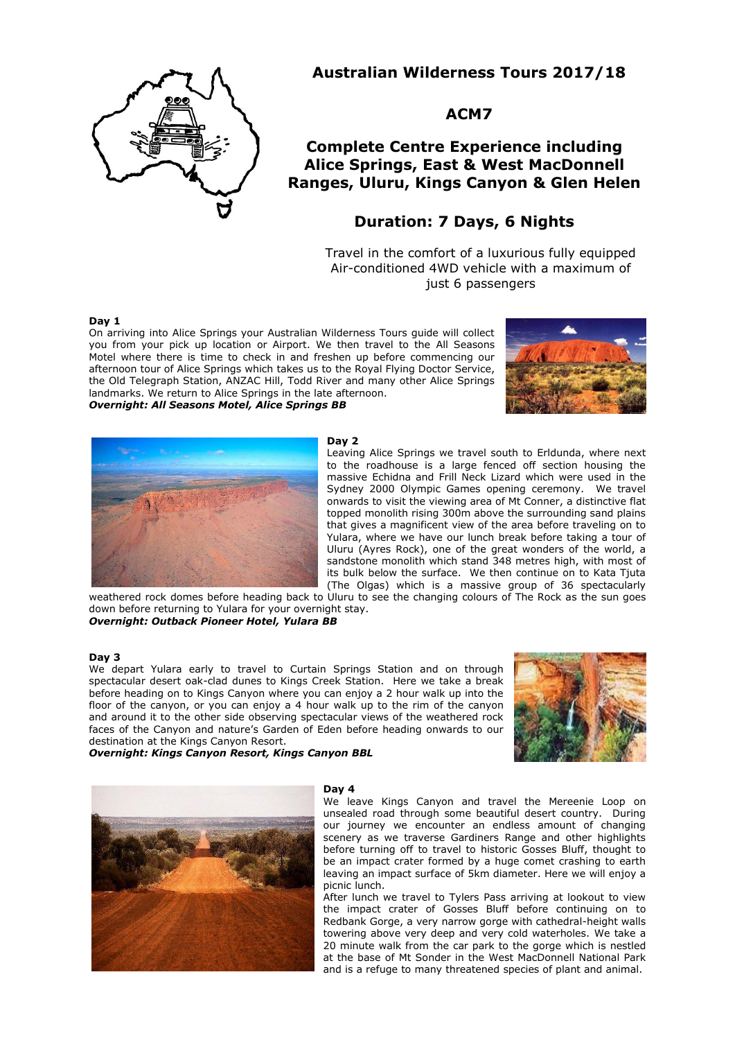# Australian Wilderness Tours 2017/18

## ACM7

## Complete Centre Experience including Alice Springs, East & West MacDonnell Ranges, Uluru, Kings Canyon & Glen Helen

## Duration: 7 Days, 6 Nights

Travel in the comfort of a luxurious fully equipped Air-conditioned 4WD vehicle with a maximum of just 6 passengers

**Day 1**

On arriving into Alice Springs your Australian Wilderness Tours guide will collect you from your pick up location or Airport. We then travel to the All Seasons Motel where there is time to check in and freshen up before commencing our afternoon tour of Alice Springs which takes us to the Royal Flying Doctor Service, the Old Telegraph Station, ANZAC Hill, Todd River and many other Alice Springs landmarks. We return to Alice Springs in the late afternoon.

***Overnight: All Seasons Motel, Alice Springs BB***

**Day 2**

Leaving Alice Springs we travel south to Erldunda, where next to the roadhouse is a large fenced off section housing the massive Echidna and Frill Neck Lizard which were used in the Sydney 2000 Olympic Games opening ceremony. We travel onwards to visit the viewing area of Mt Conner, a distinctive flat topped monolith rising 300m above the surrounding sand plains that gives a magnificent view of the area before traveling on to Yulara, where we have our lunch break before taking a tour of Uluru (Ayres Rock), one of the great wonders of the world, a sandstone monolith which stand 348 metres high, with most of its bulk below the surface. We then continue on to Kata Tjuta (The Olgas) which is a massive group of 36 spectacularly weathered rock domes before heading back to Uluru to see the changing colours of The Rock as the sun goes down before returning to Yulara for your overnight stay.

***Overnight: Outback Pioneer Hotel, Yulara BB***

**Day 3**

We depart Yulara early to travel to Curtain Springs Station and on through spectacular desert oak-clad dunes to Kings Creek Station. Here we take a break before heading on to Kings Canyon where you can enjoy a 2 hour walk up into the floor of the canyon, or you can enjoy a 4 hour walk up to the rim of the canyon and around it to the other side observing spectacular views of the weathered rock faces of the Canyon and nature's Garden of Eden before heading onwards to our destination at the Kings Canyon Resort.

***Overnight: Kings Canyon Resort, Kings Canyon BBL***

**Day 4**

We leave Kings Canyon and travel the Mereenie Loop on unsealed road through some beautiful desert country. During our journey we encounter an endless amount of changing scenery as we traverse Gardiners Range and other highlights before turning off to travel to historic Gosses Bluff, thought to be an impact crater formed by a huge comet crashing to earth leaving an impact surface of 5km diameter. Here we will enjoy a picnic lunch.

After lunch we travel to Tylers Pass arriving at lookout to view the impact crater of Gosses Bluff before continuing on to Redbank Gorge, a very narrow gorge with cathedral-height walls towering above very deep and very cold waterholes. We take a 20 minute walk from the car park to the gorge which is nestled at the base of Mt Sonder in the West MacDonnell National Park and is a refuge to many threatened species of plant and animal.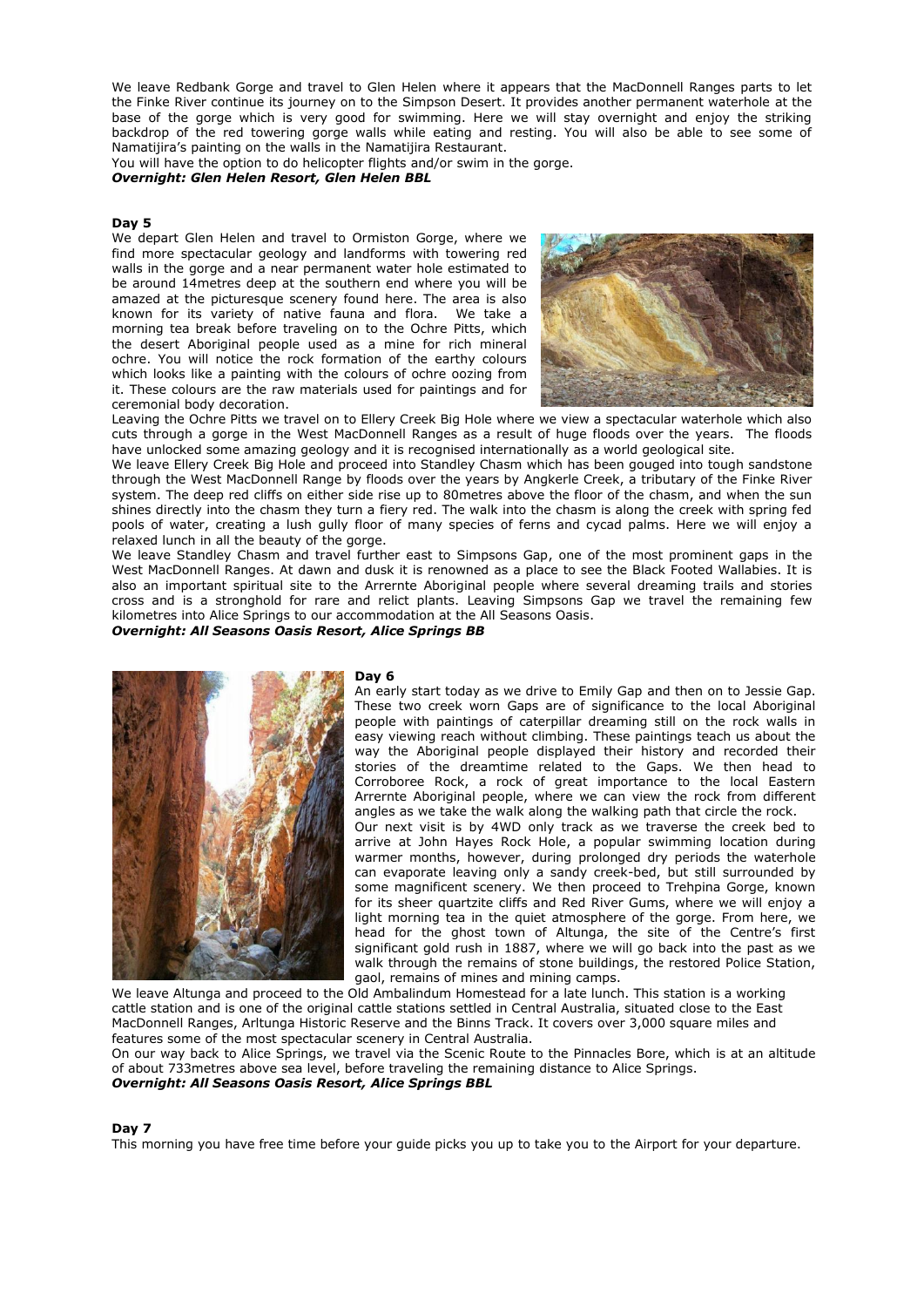We leave Redbank Gorge and travel to Glen Helen where it appears that the MacDonnell Ranges parts to let the Finke River continue its journey on to the Simpson Desert. It provides another permanent waterhole at the base of the gorge which is very good for swimming. Here we will stay overnight and enjoy the striking backdrop of the red towering gorge walls while eating and resting. You will also be able to see some of Namatijira's painting on the walls in the Namatijira Restaurant.
You will have the option to do helicopter flights and/or swim in the gorge.
***Overnight: Glen Helen Resort, Glen Helen BBL***

**Day 5**

We depart Glen Helen and travel to Ormiston Gorge, where we find more spectacular geology and landforms with towering red walls in the gorge and a near permanent water hole estimated to be around 14metres deep at the southern end where you will be amazed at the picturesque scenery found here. The area is also known for its variety of native fauna and flora. We take a morning tea break before traveling on to the Ochre Pitts, which the desert Aboriginal people used as a mine for rich mineral ochre. You will notice the rock formation of the earthy colours which looks like a painting with the colours of ochre oozing from it. These colours are the raw materials used for paintings and for ceremonial body decoration.
Leaving the Ochre Pitts we travel on to Ellery Creek Big Hole where we view a spectacular waterhole which also cuts through a gorge in the West MacDonnell Ranges as a result of huge floods over the years. The floods have unlocked some amazing geology and it is recognised internationally as a world geological site.
We leave Ellery Creek Big Hole and proceed into Standley Chasm which has been gouged into tough sandstone through the West MacDonnell Range by floods over the years by Angkerle Creek, a tributary of the Finke River system. The deep red cliffs on either side rise up to 80metres above the floor of the chasm, and when the sun shines directly into the chasm they turn a fiery red. The walk into the chasm is along the creek with spring fed pools of water, creating a lush gully floor of many species of ferns and cycad palms. Here we will enjoy a relaxed lunch in all the beauty of the gorge.
We leave Standley Chasm and travel further east to Simpsons Gap, one of the most prominent gaps in the West MacDonnell Ranges. At dawn and dusk it is renowned as a place to see the Black Footed Wallabies. It is also an important spiritual site to the Arrernte Aboriginal people where several dreaming trails and stories cross and is a stronghold for rare and relict plants. Leaving Simpsons Gap we travel the remaining few kilometres into Alice Springs to our accommodation at the All Seasons Oasis.
***Overnight: All Seasons Oasis Resort, Alice Springs BB***

**Day 6**

An early start today as we drive to Emily Gap and then on to Jessie Gap. These two creek worn Gaps are of significance to the local Aboriginal people with paintings of caterpillar dreaming still on the rock walls in easy viewing reach without climbing. These paintings teach us about the way the Aboriginal people displayed their history and recorded their stories of the dreamtime related to the Gaps. We then head to Corroboree Rock, a rock of great importance to the local Eastern Arrernte Aboriginal people, where we can view the rock from different angles as we take the walk along the walking path that circle the rock.
Our next visit is by 4WD only track as we traverse the creek bed to arrive at John Hayes Rock Hole, a popular swimming location during warmer months, however, during prolonged dry periods the waterhole can evaporate leaving only a sandy creek-bed, but still surrounded by some magnificent scenery. We then proceed to Trehpina Gorge, known for its sheer quartzite cliffs and Red River Gums, where we will enjoy a light morning tea in the quiet atmosphere of the gorge. From here, we head for the ghost town of Altunga, the site of the Centre's first significant gold rush in 1887, where we will go back into the past as we walk through the remains of stone buildings, the restored Police Station, gaol, remains of mines and mining camps.
We leave Altunga and proceed to the Old Ambalindum Homestead for a late lunch. This station is a working cattle station and is one of the original cattle stations settled in Central Australia, situated close to the East MacDonnell Ranges, Arltunga Historic Reserve and the Binns Track. It covers over 3,000 square miles and features some of the most spectacular scenery in Central Australia.
On our way back to Alice Springs, we travel via the Scenic Route to the Pinnacles Bore, which is at an altitude of about 733metres above sea level, before traveling the remaining distance to Alice Springs.
***Overnight: All Seasons Oasis Resort, Alice Springs BBL***

**Day 7**

This morning you have free time before your guide picks you up to take you to the Airport for your departure.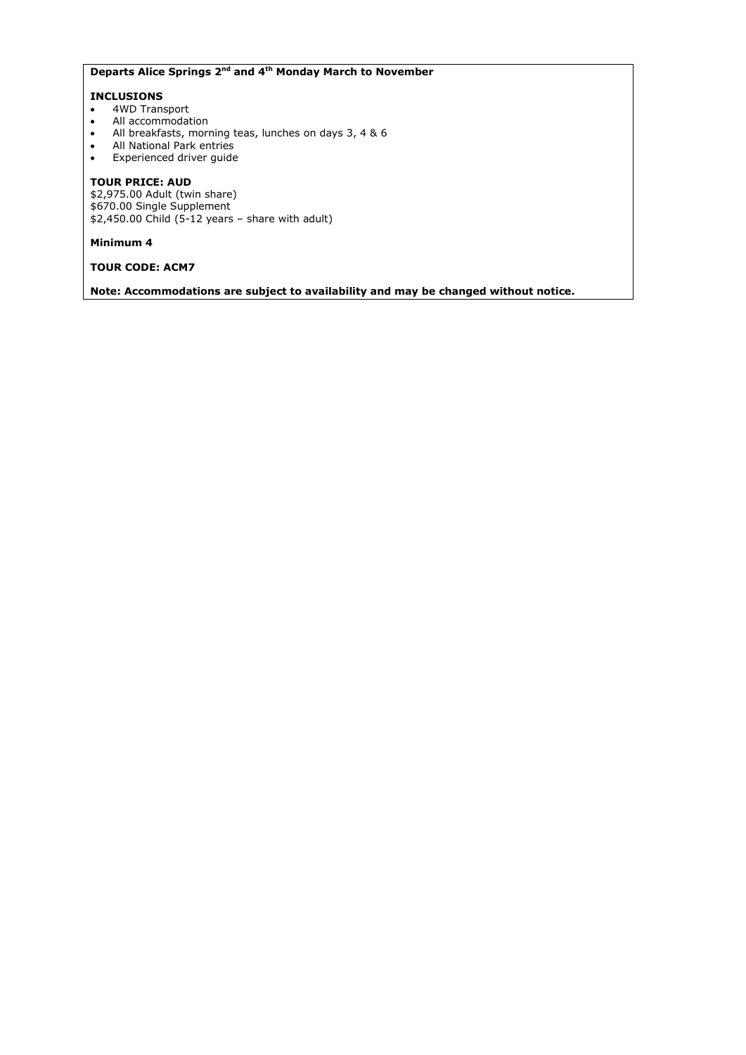**Departs Alice Springs 2nd and 4th Monday March to November**

**INCLUSIONS**

- 4WD Transport
- All accommodation
- All breakfasts, morning teas, lunches on days 3, 4 & 6
- All National Park entries
- Experienced driver guide

**TOUR PRICE: AUD**

$2,975.00 Adult (twin share)
$670.00 Single Supplement
$2,450.00 Child (5-12 years – share with adult)

**Minimum 4**

**TOUR CODE: ACM7**

**Note: Accommodations are subject to availability and may be changed without notice.**